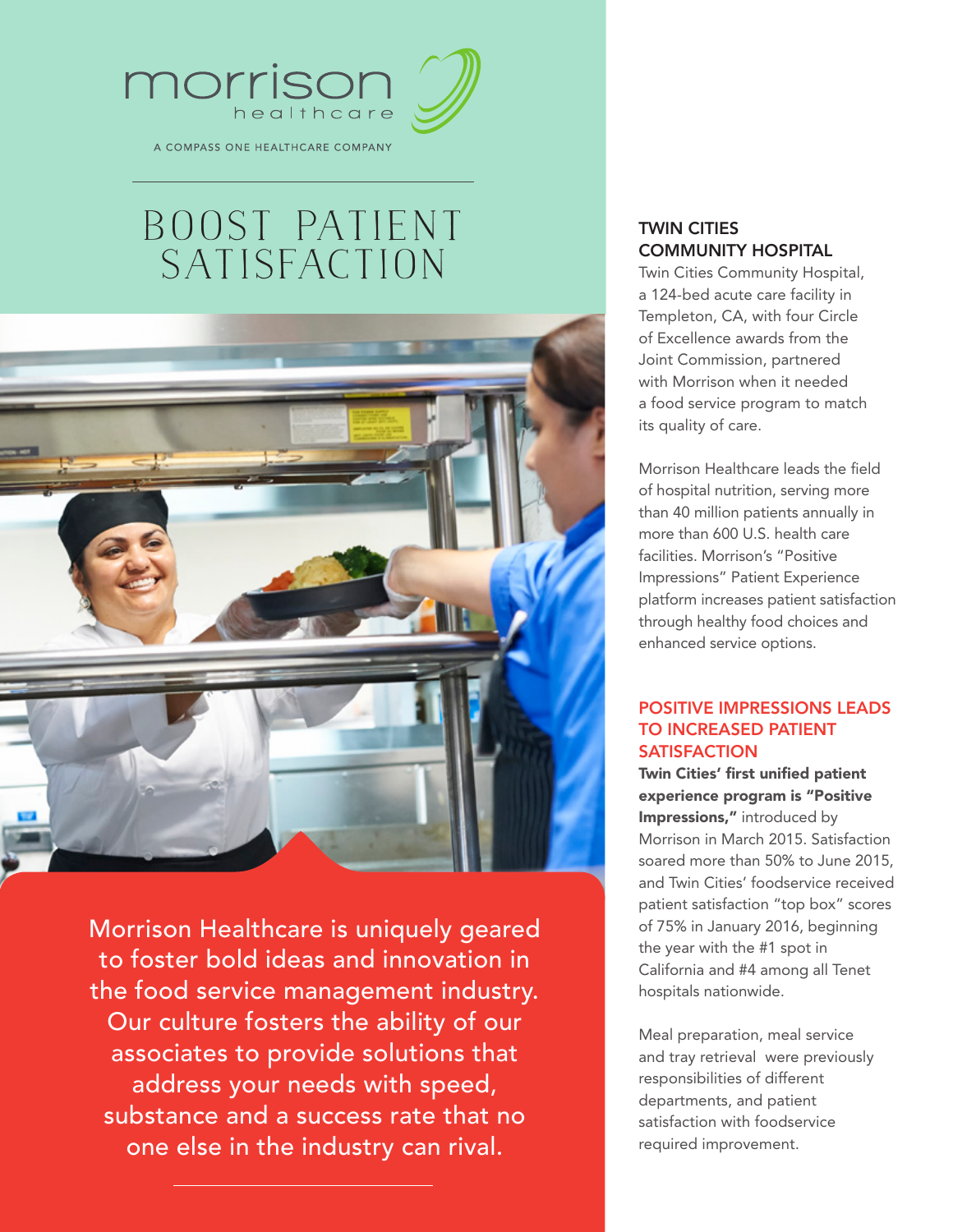morrison
healthcare

A COMPASS ONE HEALTHCARE COMPANY

# BOOST PATIENT SATISFACTION

Morrison Healthcare is uniquely geared to foster bold ideas and innovation in the food service management industry. Our culture fosters the ability of our associates to provide solutions that address your needs with speed, substance and a success rate that no one else in the industry can rival.

## TWIN CITIES COMMUNITY HOSPITAL

Twin Cities Community Hospital, a 124-bed acute care facility in Templeton, CA, with four Circle of Excellence awards from the Joint Commission, partnered with Morrison when it needed a food service program to match its quality of care.

Morrison Healthcare leads the field of hospital nutrition, serving more than 40 million patients annually in more than 600 U.S. health care facilities. Morrison's "Positive Impressions" Patient Experience platform increases patient satisfaction through healthy food choices and enhanced service options.

## POSITIVE IMPRESSIONS LEADS TO INCREASED PATIENT SATISFACTION

**Twin Cities' first unified patient experience program is "Positive Impressions,"** introduced by Morrison in March 2015. Satisfaction soared more than 50% to June 2015, and Twin Cities' foodservice received patient satisfaction "top box" scores of 75% in January 2016, beginning the year with the #1 spot in California and #4 among all Tenet hospitals nationwide.

Meal preparation, meal service and tray retrieval were previously responsibilities of different departments, and patient satisfaction with foodservice required improvement.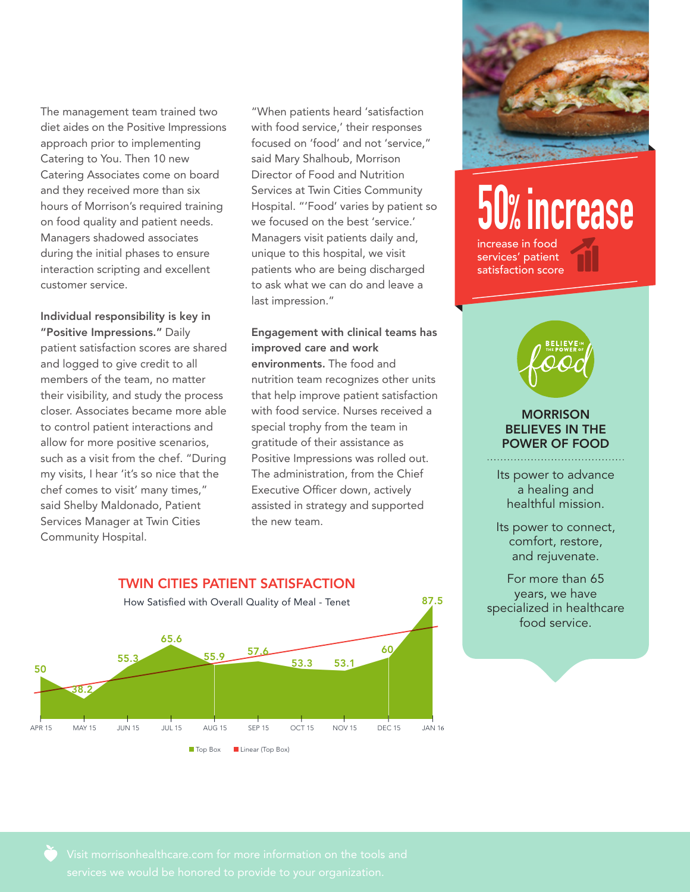The management team trained two diet aides on the Positive Impressions approach prior to implementing Catering to You. Then 10 new Catering Associates come on board and they received more than six hours of Morrison's required training on food quality and patient needs. Managers shadowed associates during the initial phases to ensure interaction scripting and excellent customer service.

**Individual responsibility is key in "Positive Impressions."** Daily patient satisfaction scores are shared and logged to give credit to all members of the team, no matter their visibility, and study the process closer. Associates became more able to control patient interactions and allow for more positive scenarios, such as a visit from the chef. "During my visits, I hear 'it's so nice that the chef comes to visit' many times," said Shelby Maldonado, Patient Services Manager at Twin Cities Community Hospital.

"When patients heard 'satisfaction with food service,' their responses focused on 'food' and not 'service,'" said Mary Shalhoub, Morrison Director of Food and Nutrition Services at Twin Cities Community Hospital. "'Food' varies by patient so we focused on the best 'service.' Managers visit patients daily and, unique to this hospital, we visit patients who are being discharged to ask what we can do and leave a last impression."

**Engagement with clinical teams has improved care and work environments.** The food and nutrition team recognizes other units that help improve patient satisfaction with food service. Nurses received a special trophy from the team in gratitude of their assistance as Positive Impressions was rolled out. The administration, from the Chief Executive Officer down, actively assisted in strategy and supported the new team.

## TWIN CITIES PATIENT SATISFACTION

How Satisfied with Overall Quality of Meal - Tenet

50
38.2
55.3
65.6
55.9
57.6
53.3
53.1
60
87.5

APR 15, MAY 15, JUN 15, JUL 15, AUG 15, SEP 15, OCT 15, NOV 15, DEC 15, JAN 16

Top Box
Linear (Top Box)

# 50% increase

increase in food services' patient satisfaction score

## MORRISON BELIEVES IN THE POWER OF FOOD

Its power to advance a healing and healthful mission.

Its power to connect, comfort, restore, and rejuvenate.

For more than 65 years, we have specialized in healthcare food service.

Visit morrisonhealthcare.com for more information on the tools and services we would be honored to provide to your organization.